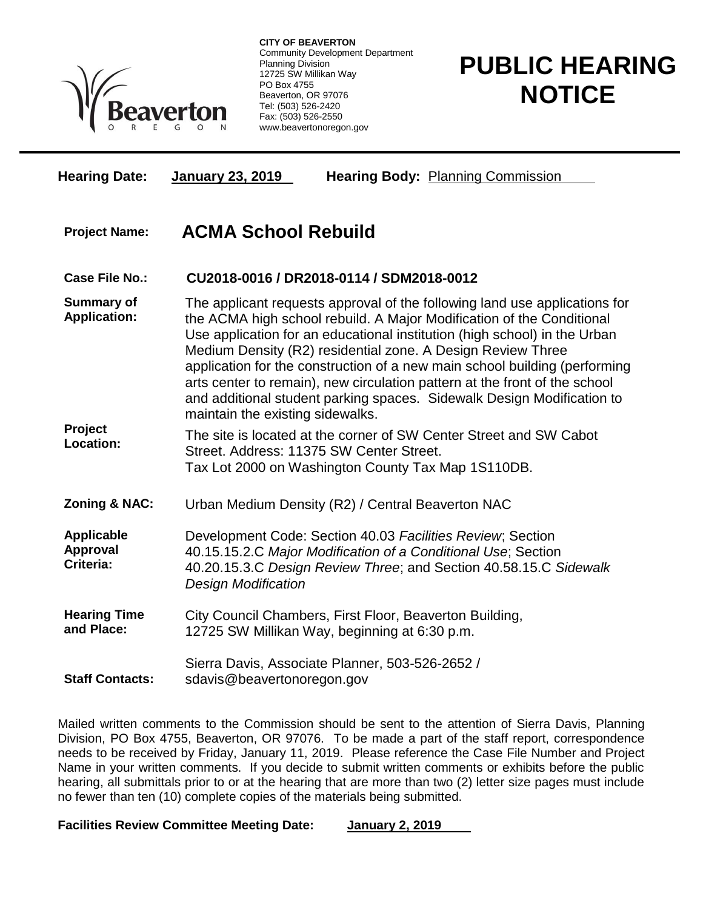**CITY OF BEAVERTON**
Community Development Department
Planning Division
12725 SW Millikan Way
PO Box 4755
Beaverton, OR 97076
Tel: (503) 526-2420
Fax: (503) 526-2550
www.beavertonoregon.gov

# PUBLIC HEARING NOTICE

**Hearing Date:** **January 23, 2019** **Hearing Body:** Planning Commission

**Project Name:** **ACMA School Rebuild**

**Case File No.:** **CU2018-0016 / DR2018-0114 / SDM2018-0012**

**Summary of Application:** The applicant requests approval of the following land use applications for the ACMA high school rebuild. A Major Modification of the Conditional Use application for an educational institution (high school) in the Urban Medium Density (R2) residential zone. A Design Review Three application for the construction of a new main school building (performing arts center to remain), new circulation pattern at the front of the school and additional student parking spaces. Sidewalk Design Modification to maintain the existing sidewalks.

**Project Location:** The site is located at the corner of SW Center Street and SW Cabot Street. Address: 11375 SW Center Street. Tax Lot 2000 on Washington County Tax Map 1S110DB.

**Zoning & NAC:** Urban Medium Density (R2) / Central Beaverton NAC

**Applicable Approval Criteria:** Development Code: Section 40.03 *Facilities Review*; Section 40.15.15.2.C *Major Modification of a Conditional Use*; Section 40.20.15.3.C *Design Review Three*; and Section 40.58.15.C *Sidewalk Design Modification*

**Hearing Time and Place:** City Council Chambers, First Floor, Beaverton Building, 12725 SW Millikan Way, beginning at 6:30 p.m.

**Staff Contacts:** Sierra Davis, Associate Planner, 503-526-2652 / sdavis@beavertonoregon.gov

Mailed written comments to the Commission should be sent to the attention of Sierra Davis, Planning Division, PO Box 4755, Beaverton, OR 97076. To be made a part of the staff report, correspondence needs to be received by Friday, January 11, 2019. Please reference the Case File Number and Project Name in your written comments. If you decide to submit written comments or exhibits before the public hearing, all submittals prior to or at the hearing that are more than two (2) letter size pages must include no fewer than ten (10) complete copies of the materials being submitted.

**Facilities Review Committee Meeting Date:** **January 2, 2019**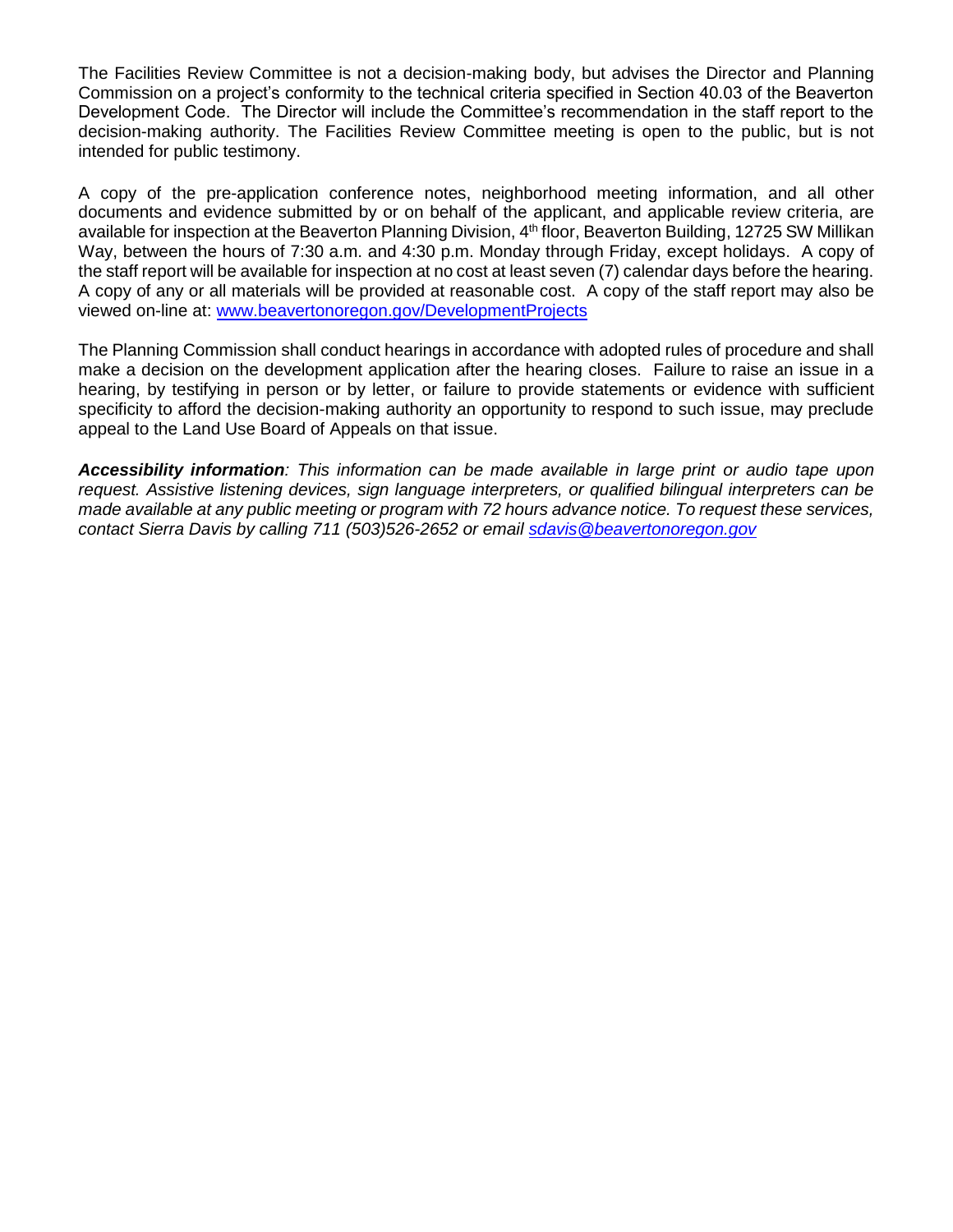The Facilities Review Committee is not a decision-making body, but advises the Director and Planning Commission on a project's conformity to the technical criteria specified in Section 40.03 of the Beaverton Development Code. The Director will include the Committee's recommendation in the staff report to the decision-making authority. The Facilities Review Committee meeting is open to the public, but is not intended for public testimony.

A copy of the pre-application conference notes, neighborhood meeting information, and all other documents and evidence submitted by or on behalf of the applicant, and applicable review criteria, are available for inspection at the Beaverton Planning Division, 4th floor, Beaverton Building, 12725 SW Millikan Way, between the hours of 7:30 a.m. and 4:30 p.m. Monday through Friday, except holidays. A copy of the staff report will be available for inspection at no cost at least seven (7) calendar days before the hearing. A copy of any or all materials will be provided at reasonable cost. A copy of the staff report may also be viewed on-line at: www.beavertonoregon.gov/DevelopmentProjects

The Planning Commission shall conduct hearings in accordance with adopted rules of procedure and shall make a decision on the development application after the hearing closes. Failure to raise an issue in a hearing, by testifying in person or by letter, or failure to provide statements or evidence with sufficient specificity to afford the decision-making authority an opportunity to respond to such issue, may preclude appeal to the Land Use Board of Appeals on that issue.

***Accessibility information**: This information can be made available in large print or audio tape upon request. Assistive listening devices, sign language interpreters, or qualified bilingual interpreters can be made available at any public meeting or program with 72 hours advance notice. To request these services, contact Sierra Davis by calling 711 (503)526-2652 or email sdavis@beavertonoregon.gov*